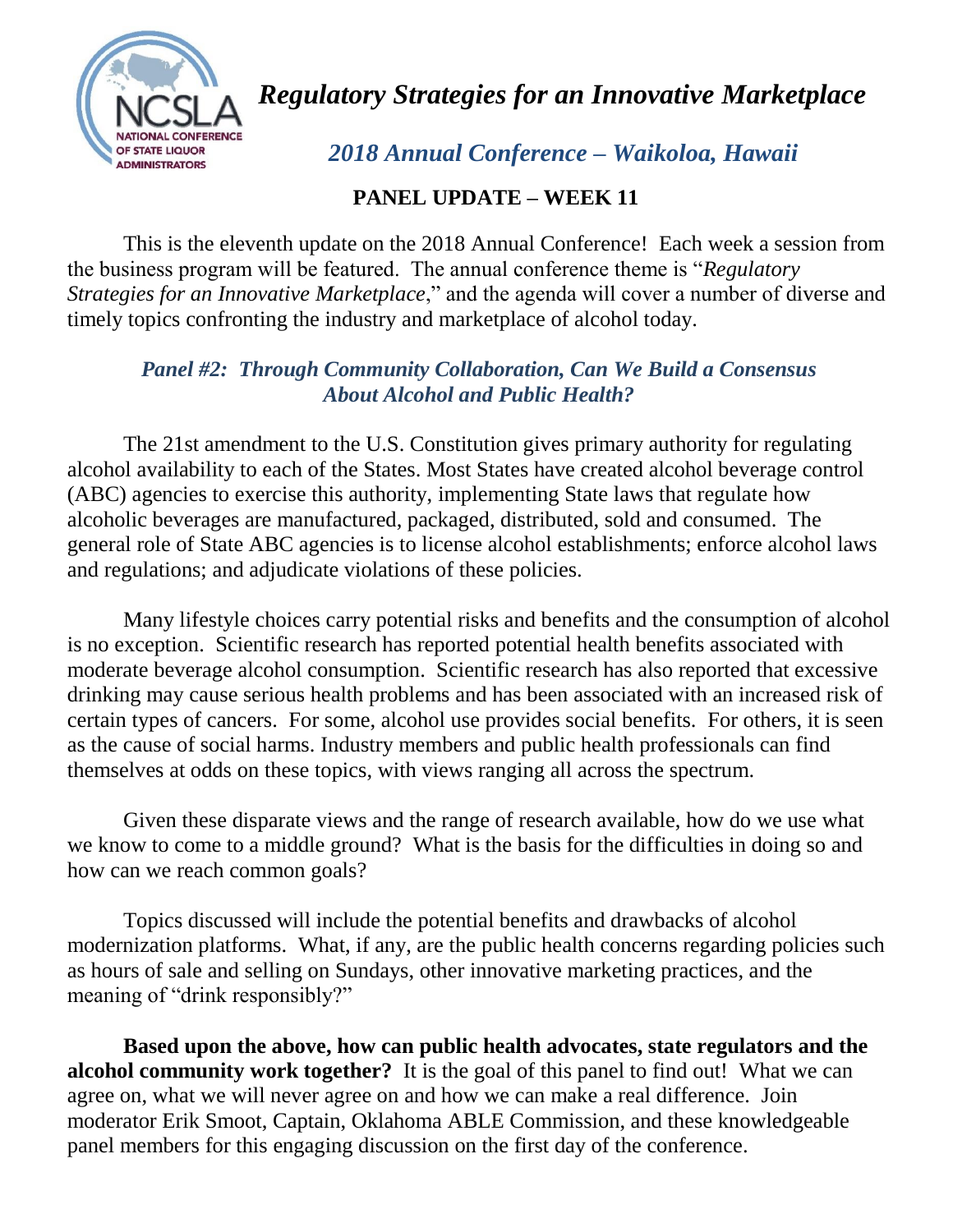# *Regulatory Strategies for an Innovative Marketplace*

## *2018 Annual Conference – Waikoloa, Hawaii*

### PANEL UPDATE – WEEK 11

This is the eleventh update on the 2018 Annual Conference! Each week a session from the business program will be featured. The annual conference theme is "*Regulatory Strategies for an Innovative Marketplace*," and the agenda will cover a number of diverse and timely topics confronting the industry and marketplace of alcohol today.

### *Panel #2: Through Community Collaboration, Can We Build a Consensus About Alcohol and Public Health?*

The 21st amendment to the U.S. Constitution gives primary authority for regulating alcohol availability to each of the States. Most States have created alcohol beverage control (ABC) agencies to exercise this authority, implementing State laws that regulate how alcoholic beverages are manufactured, packaged, distributed, sold and consumed. The general role of State ABC agencies is to license alcohol establishments; enforce alcohol laws and regulations; and adjudicate violations of these policies.

Many lifestyle choices carry potential risks and benefits and the consumption of alcohol is no exception. Scientific research has reported potential health benefits associated with moderate beverage alcohol consumption. Scientific research has also reported that excessive drinking may cause serious health problems and has been associated with an increased risk of certain types of cancers. For some, alcohol use provides social benefits. For others, it is seen as the cause of social harms. Industry members and public health professionals can find themselves at odds on these topics, with views ranging all across the spectrum.

Given these disparate views and the range of research available, how do we use what we know to come to a middle ground? What is the basis for the difficulties in doing so and how can we reach common goals?

Topics discussed will include the potential benefits and drawbacks of alcohol modernization platforms. What, if any, are the public health concerns regarding policies such as hours of sale and selling on Sundays, other innovative marketing practices, and the meaning of "drink responsibly?"

**Based upon the above, how can public health advocates, state regulators and the alcohol community work together?** It is the goal of this panel to find out! What we can agree on, what we will never agree on and how we can make a real difference. Join moderator Erik Smoot, Captain, Oklahoma ABLE Commission, and these knowledgeable panel members for this engaging discussion on the first day of the conference.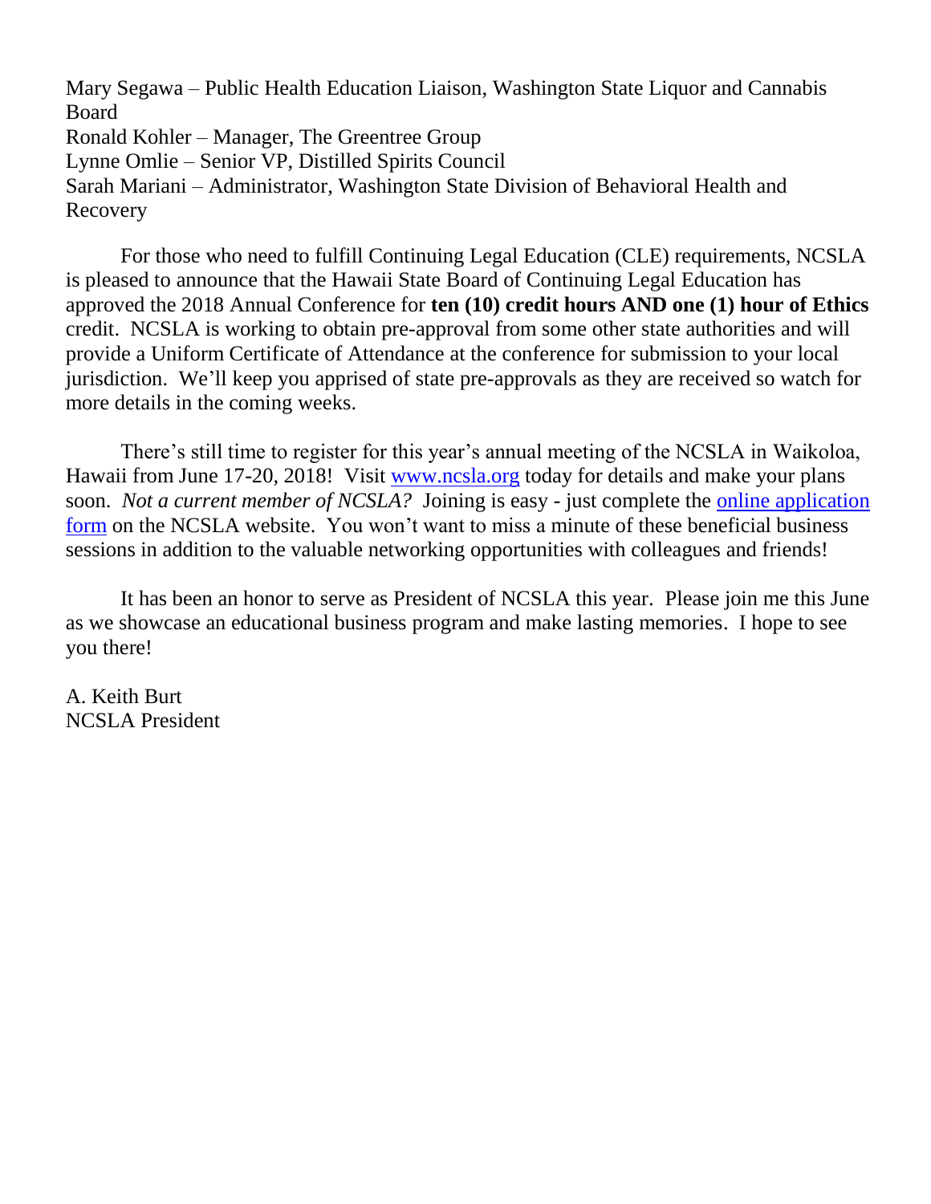Mary Segawa – Public Health Education Liaison, Washington State Liquor and Cannabis Board
Ronald Kohler – Manager, The Greentree Group
Lynne Omlie – Senior VP, Distilled Spirits Council
Sarah Mariani – Administrator, Washington State Division of Behavioral Health and Recovery

For those who need to fulfill Continuing Legal Education (CLE) requirements, NCSLA is pleased to announce that the Hawaii State Board of Continuing Legal Education has approved the 2018 Annual Conference for **ten (10) credit hours AND one (1) hour of Ethics** credit. NCSLA is working to obtain pre-approval from some other state authorities and will provide a Uniform Certificate of Attendance at the conference for submission to your local jurisdiction. We'll keep you apprised of state pre-approvals as they are received so watch for more details in the coming weeks.

There's still time to register for this year's annual meeting of the NCSLA in Waikoloa, Hawaii from June 17-20, 2018! Visit [www.ncsla.org](http://www.ncsla.org) today for details and make your plans soon. *Not a current member of NCSLA?* Joining is easy - just complete the [online application form](#) on the NCSLA website. You won't want to miss a minute of these beneficial business sessions in addition to the valuable networking opportunities with colleagues and friends!

It has been an honor to serve as President of NCSLA this year. Please join me this June as we showcase an educational business program and make lasting memories. I hope to see you there!

A. Keith Burt
NCSLA President